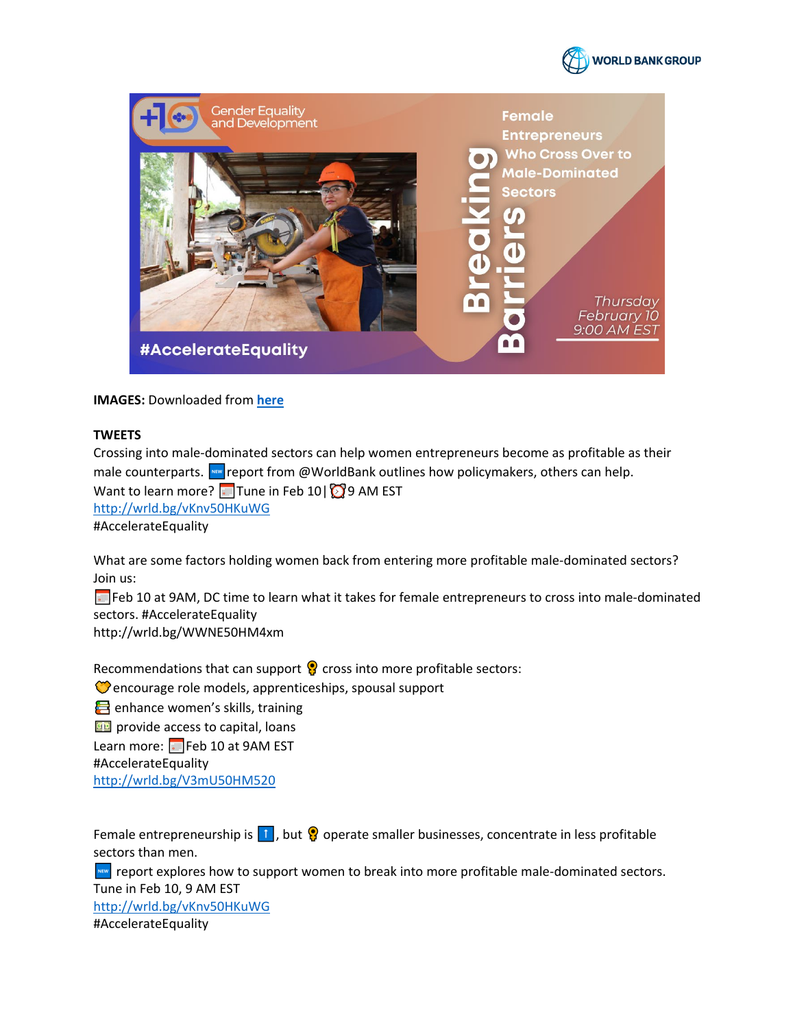WORLD BANK GROUP

Gender Equality and Development

Breaking Barriers

Female Entrepreneurs Who Cross Over to Male-Dominated Sectors

Thursday February 10 9:00 AM EST

#AccelerateEquality

**IMAGES:** Downloaded from **here**

**TWEETS**

Crossing into male-dominated sectors can help women entrepreneurs become as profitable as their male counterparts. 🆕 report from @WorldBank outlines how policymakers, others can help.
Want to learn more? 📅 Tune in Feb 10 | ⏰ 9 AM EST
http://wrld.bg/vKnv50HKuWG
#AccelerateEquality

What are some factors holding women back from entering more profitable male-dominated sectors? Join us:
📅 Feb 10 at 9AM, DC time to learn what it takes for female entrepreneurs to cross into male-dominated sectors. #AccelerateEquality
http://wrld.bg/WWNE50HM4xm

Recommendations that can support ♀️ cross into more profitable sectors:
💛 encourage role models, apprenticeships, spousal support
📚 enhance women's skills, training
💵 provide access to capital, loans
Learn more: 📅 Feb 10 at 9AM EST
#AccelerateEquality
http://wrld.bg/V3mU50HM520

Female entrepreneurship is ⬆️, but ♀️ operate smaller businesses, concentrate in less profitable sectors than men.
🆕 report explores how to support women to break into more profitable male-dominated sectors.
Tune in Feb 10, 9 AM EST
http://wrld.bg/vKnv50HKuWG
#AccelerateEquality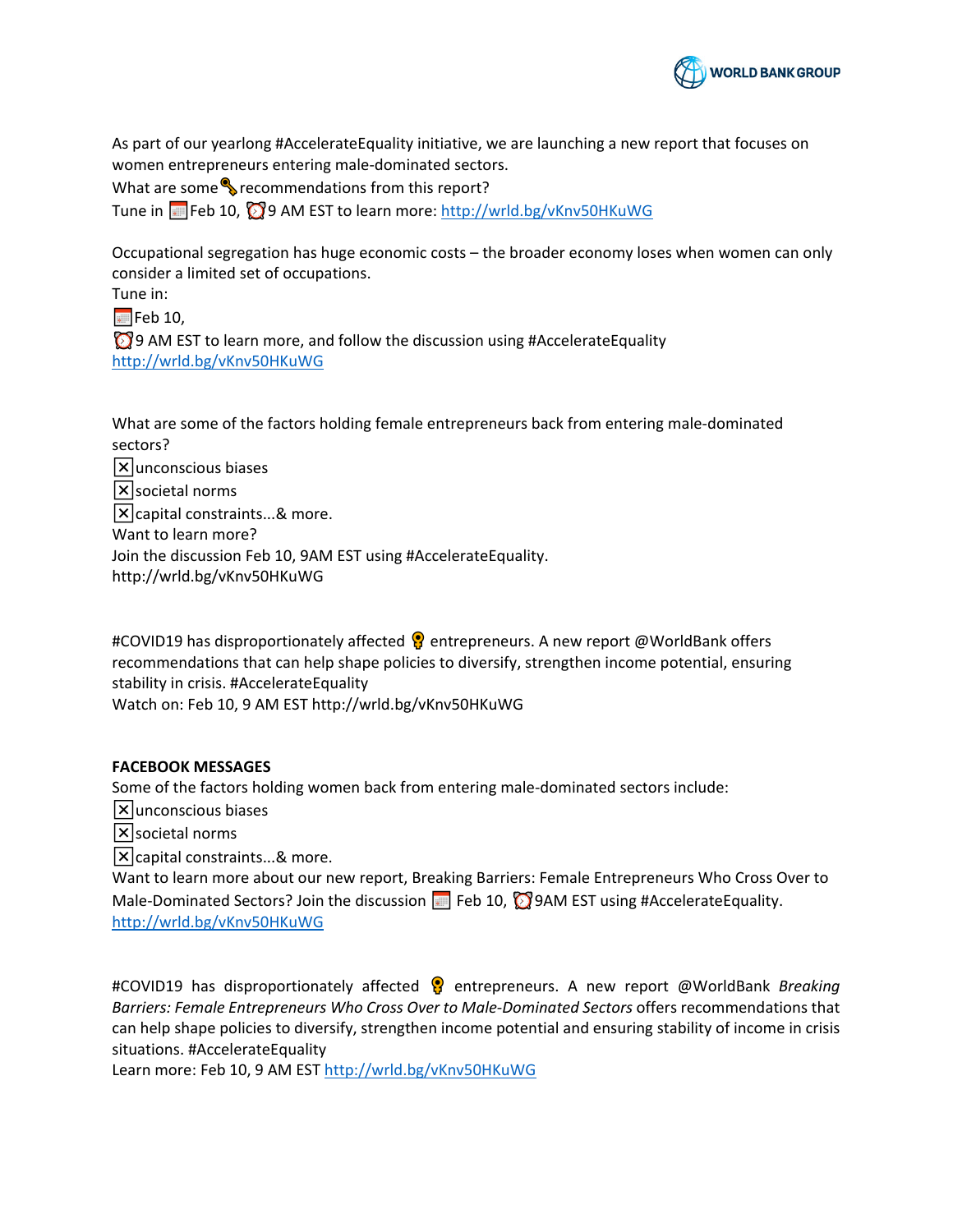As part of our yearlong #AccelerateEquality initiative, we are launching a new report that focuses on women entrepreneurs entering male-dominated sectors.
What are some 🔑 recommendations from this report?
Tune in 📅 Feb 10, ⏰ 9 AM EST to learn more: http://wrld.bg/vKnv50HKuWG

Occupational segregation has huge economic costs – the broader economy loses when women can only consider a limited set of occupations.
Tune in:
📅 Feb 10,
⏰ 9 AM EST to learn more, and follow the discussion using #AccelerateEquality
http://wrld.bg/vKnv50HKuWG

What are some of the factors holding female entrepreneurs back from entering male-dominated sectors?
❎ unconscious biases
❎ societal norms
❎ capital constraints...& more.
Want to learn more?
Join the discussion Feb 10, 9AM EST using #AccelerateEquality.
http://wrld.bg/vKnv50HKuWG

#COVID19 has disproportionately affected 💡 entrepreneurs. A new report @WorldBank offers recommendations that can help shape policies to diversify, strengthen income potential, ensuring stability in crisis. #AccelerateEquality
Watch on: Feb 10, 9 AM EST http://wrld.bg/vKnv50HKuWG

**FACEBOOK MESSAGES**
Some of the factors holding women back from entering male-dominated sectors include:
❎ unconscious biases
❎ societal norms
❎ capital constraints...& more.
Want to learn more about our new report, Breaking Barriers: Female Entrepreneurs Who Cross Over to Male-Dominated Sectors? Join the discussion 📅 Feb 10, ⏰ 9AM EST using #AccelerateEquality.
http://wrld.bg/vKnv50HKuWG

#COVID19 has disproportionately affected 💡 entrepreneurs. A new report @WorldBank *Breaking Barriers: Female Entrepreneurs Who Cross Over to Male-Dominated Sectors* offers recommendations that can help shape policies to diversify, strengthen income potential and ensuring stability of income in crisis situations. #AccelerateEquality
Learn more: Feb 10, 9 AM EST http://wrld.bg/vKnv50HKuWG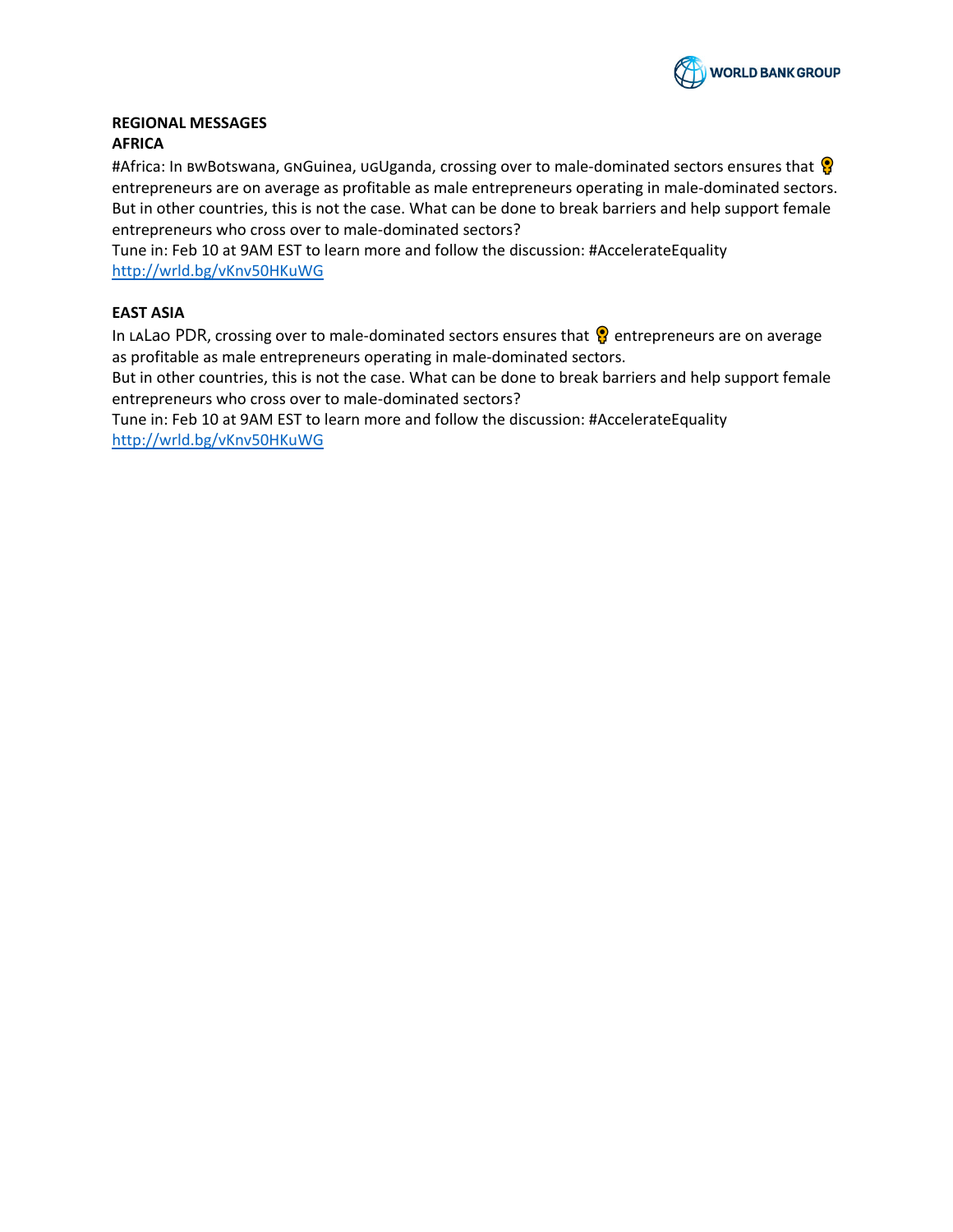**REGIONAL MESSAGES**
**AFRICA**

#Africa: In BWBotswana, GNGuinea, UGUganda, crossing over to male-dominated sectors ensures that ♀ entrepreneurs are on average as profitable as male entrepreneurs operating in male-dominated sectors. But in other countries, this is not the case. What can be done to break barriers and help support female entrepreneurs who cross over to male-dominated sectors?
Tune in: Feb 10 at 9AM EST to learn more and follow the discussion: #AccelerateEquality
http://wrld.bg/vKnv50HKuWG

**EAST ASIA**

In LALao PDR, crossing over to male-dominated sectors ensures that ♀ entrepreneurs are on average as profitable as male entrepreneurs operating in male-dominated sectors.
But in other countries, this is not the case. What can be done to break barriers and help support female entrepreneurs who cross over to male-dominated sectors?
Tune in: Feb 10 at 9AM EST to learn more and follow the discussion: #AccelerateEquality
http://wrld.bg/vKnv50HKuWG